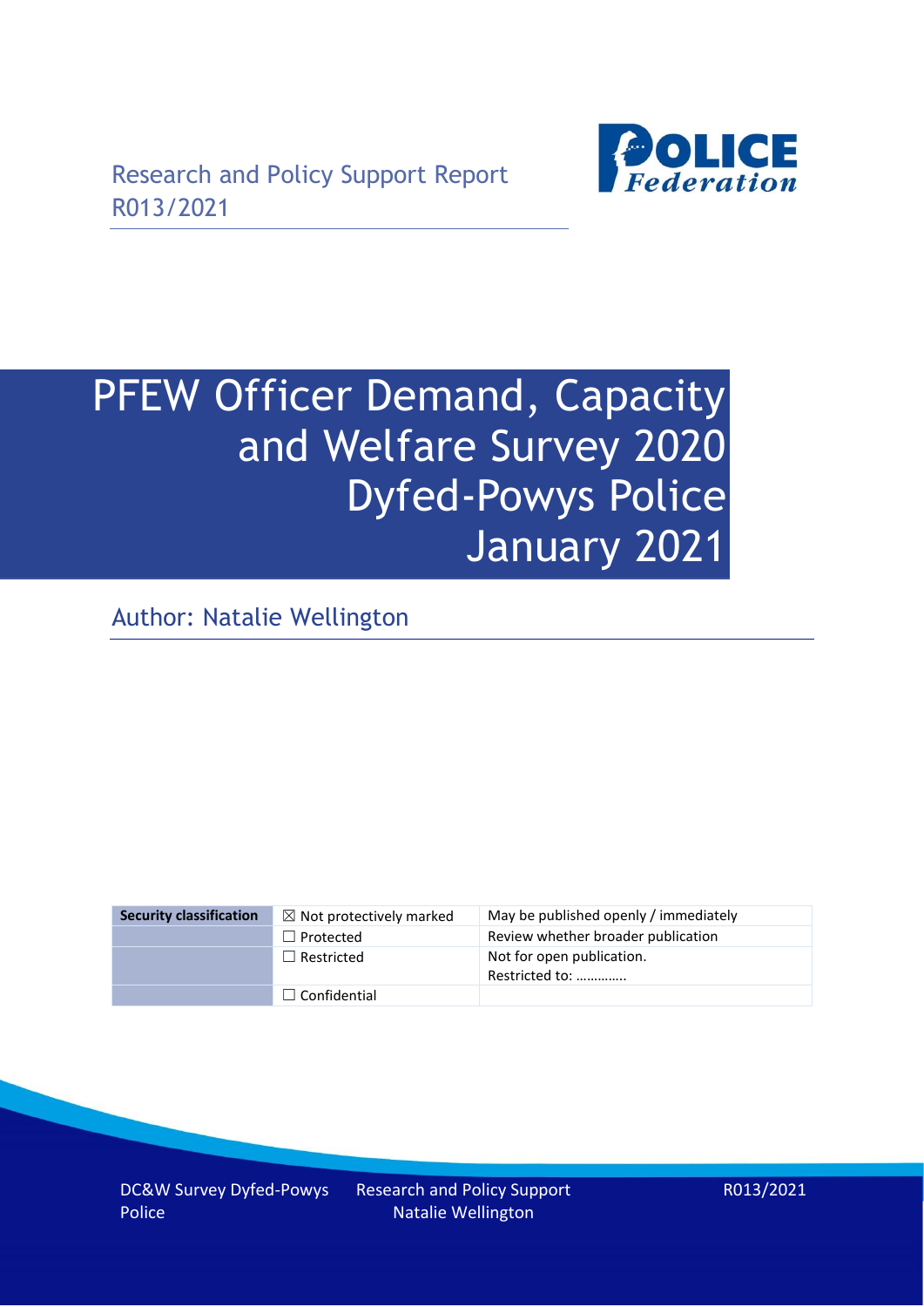Research and Policy Support Report
R013/2021

# PFEW Officer Demand, Capacity and Welfare Survey 2020 Dyfed-Powys Police January 2021

Author: Natalie Wellington

| Security classification | ☒ Not protectively marked | May be published openly / immediately |
|---|---|---|
| | ☐ Protected | Review whether broader publication |
| | ☐ Restricted | Not for open publication. Restricted to: …………. |
| | ☐ Confidential | |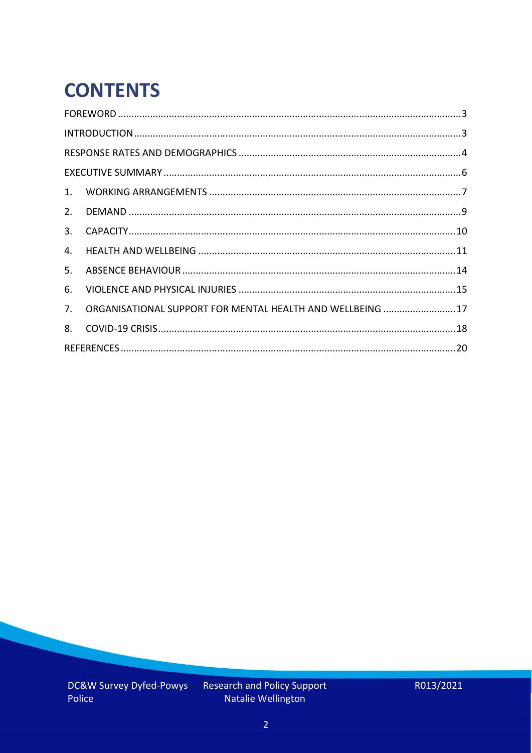# CONTENTS

FOREWORD ........ 3

INTRODUCTION ........ 3

RESPONSE RATES AND DEMOGRAPHICS ........ 4

EXECUTIVE SUMMARY ........ 6

1. WORKING ARRANGEMENTS ........ 7
2. DEMAND ........ 9
3. CAPACITY ........ 10
4. HEALTH AND WELLBEING ........ 11
5. ABSENCE BEHAVIOUR ........ 14
6. VIOLENCE AND PHYSICAL INJURIES ........ 15
7. ORGANISATIONAL SUPPORT FOR MENTAL HEALTH AND WELLBEING ........ 17
8. COVID-19 CRISIS ........ 18

REFERENCES ........ 20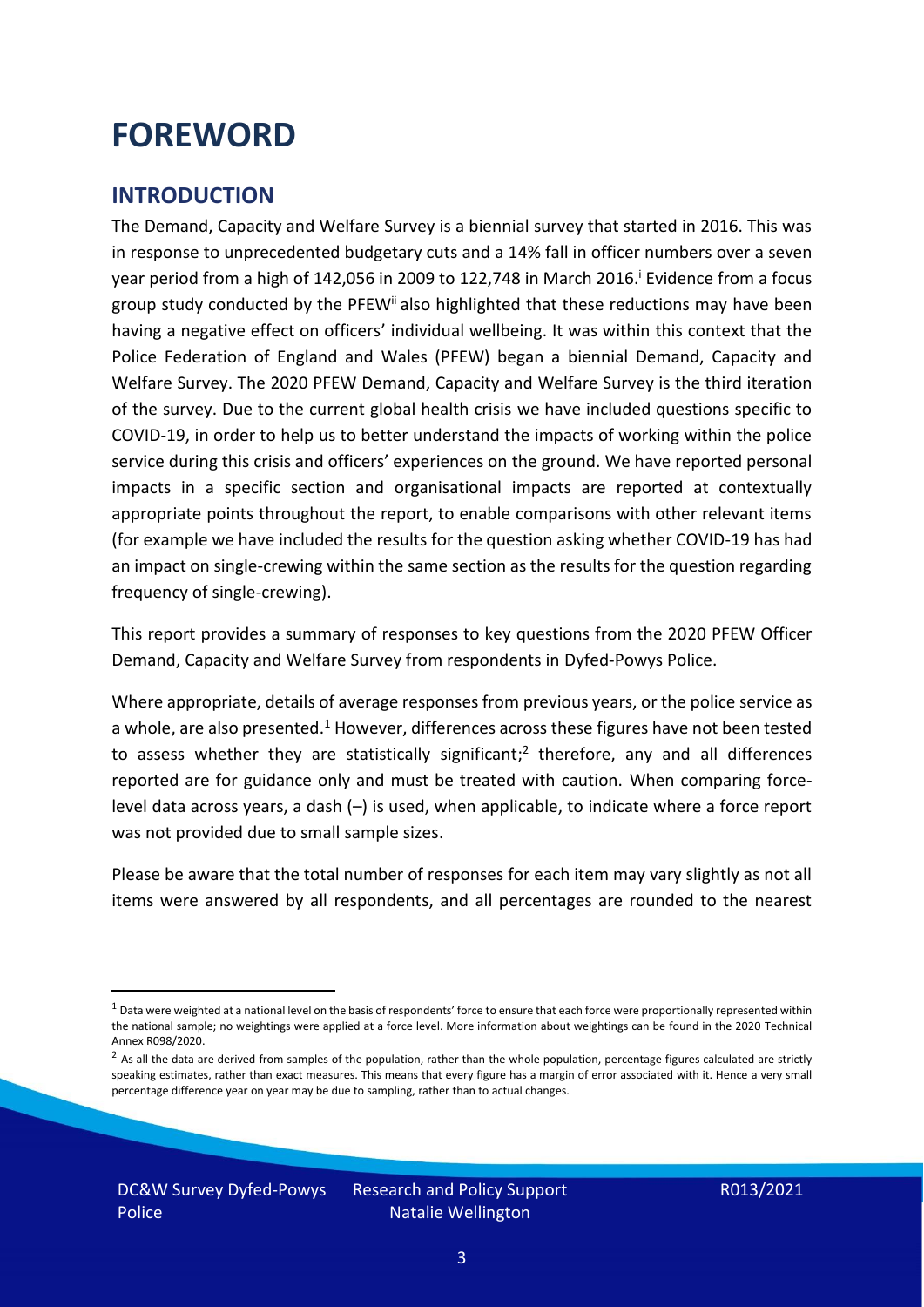# FOREWORD

## INTRODUCTION

The Demand, Capacity and Welfare Survey is a biennial survey that started in 2016. This was in response to unprecedented budgetary cuts and a 14% fall in officer numbers over a seven year period from a high of 142,056 in 2009 to 122,748 in March 2016.[i] Evidence from a focus group study conducted by the PFEW[ii] also highlighted that these reductions may have been having a negative effect on officers' individual wellbeing. It was within this context that the Police Federation of England and Wales (PFEW) began a biennial Demand, Capacity and Welfare Survey. The 2020 PFEW Demand, Capacity and Welfare Survey is the third iteration of the survey. Due to the current global health crisis we have included questions specific to COVID-19, in order to help us to better understand the impacts of working within the police service during this crisis and officers' experiences on the ground. We have reported personal impacts in a specific section and organisational impacts are reported at contextually appropriate points throughout the report, to enable comparisons with other relevant items (for example we have included the results for the question asking whether COVID-19 has had an impact on single-crewing within the same section as the results for the question regarding frequency of single-crewing).

This report provides a summary of responses to key questions from the 2020 PFEW Officer Demand, Capacity and Welfare Survey from respondents in Dyfed-Powys Police.

Where appropriate, details of average responses from previous years, or the police service as a whole, are also presented.[1] However, differences across these figures have not been tested to assess whether they are statistically significant;[2] therefore, any and all differences reported are for guidance only and must be treated with caution. When comparing force-level data across years, a dash (–) is used, when applicable, to indicate where a force report was not provided due to small sample sizes.

Please be aware that the total number of responses for each item may vary slightly as not all items were answered by all respondents, and all percentages are rounded to the nearest

---

[1] Data were weighted at a national level on the basis of respondents' force to ensure that each force were proportionally represented within the national sample; no weightings were applied at a force level. More information about weightings can be found in the 2020 Technical Annex R098/2020.

[2] As all the data are derived from samples of the population, rather than the whole population, percentage figures calculated are strictly speaking estimates, rather than exact measures. This means that every figure has a margin of error associated with it. Hence a very small percentage difference year on year may be due to sampling, rather than to actual changes.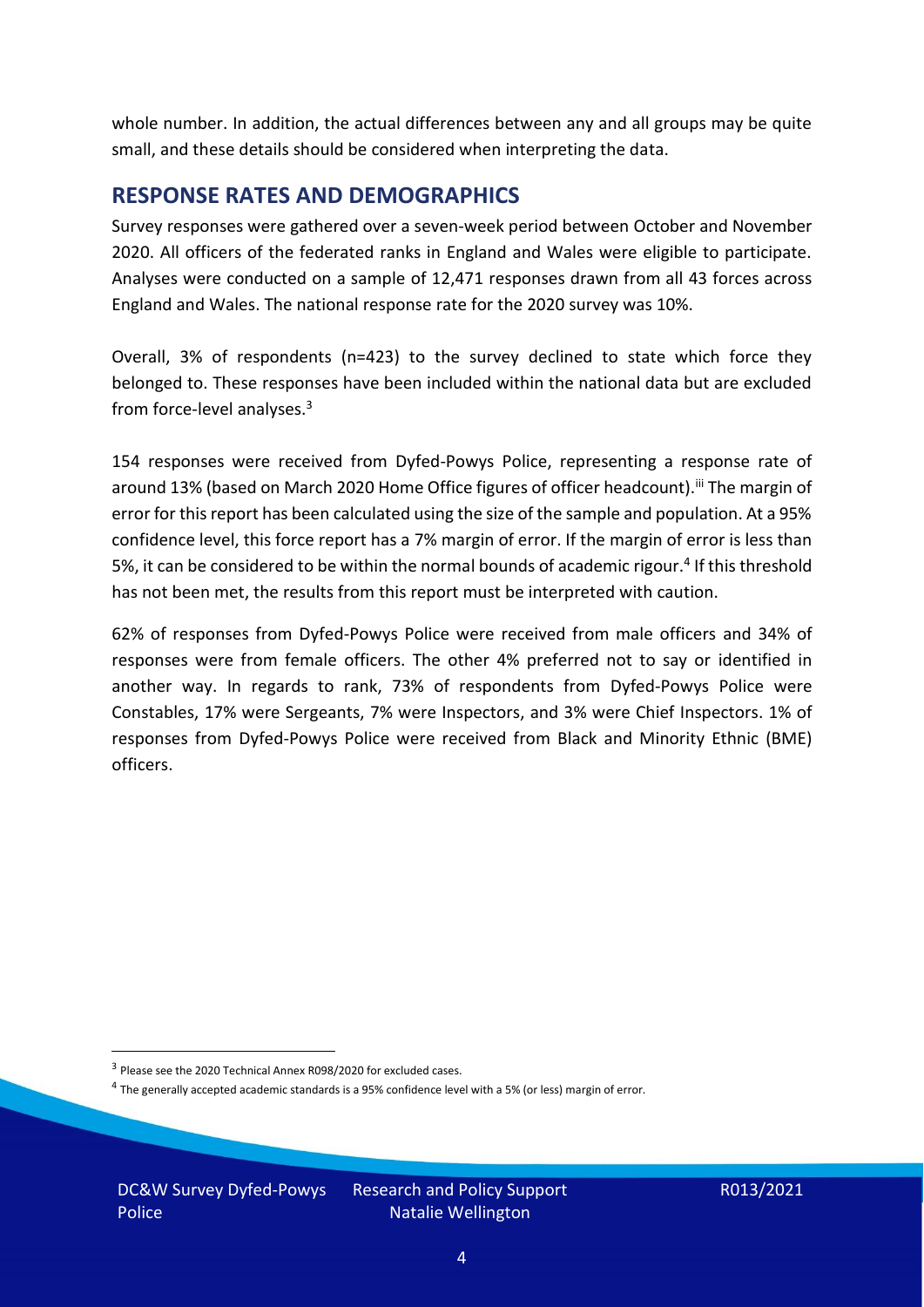whole number. In addition, the actual differences between any and all groups may be quite small, and these details should be considered when interpreting the data.

## RESPONSE RATES AND DEMOGRAPHICS

Survey responses were gathered over a seven-week period between October and November 2020. All officers of the federated ranks in England and Wales were eligible to participate. Analyses were conducted on a sample of 12,471 responses drawn from all 43 forces across England and Wales. The national response rate for the 2020 survey was 10%.

Overall, 3% of respondents (n=423) to the survey declined to state which force they belonged to. These responses have been included within the national data but are excluded from force-level analyses.[3]

154 responses were received from Dyfed-Powys Police, representing a response rate of around 13% (based on March 2020 Home Office figures of officer headcount).[iii] The margin of error for this report has been calculated using the size of the sample and population. At a 95% confidence level, this force report has a 7% margin of error. If the margin of error is less than 5%, it can be considered to be within the normal bounds of academic rigour.[4] If this threshold has not been met, the results from this report must be interpreted with caution.

62% of responses from Dyfed-Powys Police were received from male officers and 34% of responses were from female officers. The other 4% preferred not to say or identified in another way. In regards to rank, 73% of respondents from Dyfed-Powys Police were Constables, 17% were Sergeants, 7% were Inspectors, and 3% were Chief Inspectors. 1% of responses from Dyfed-Powys Police were received from Black and Minority Ethnic (BME) officers.

[3] Please see the 2020 Technical Annex R098/2020 for excluded cases.

[4] The generally accepted academic standards is a 95% confidence level with a 5% (or less) margin of error.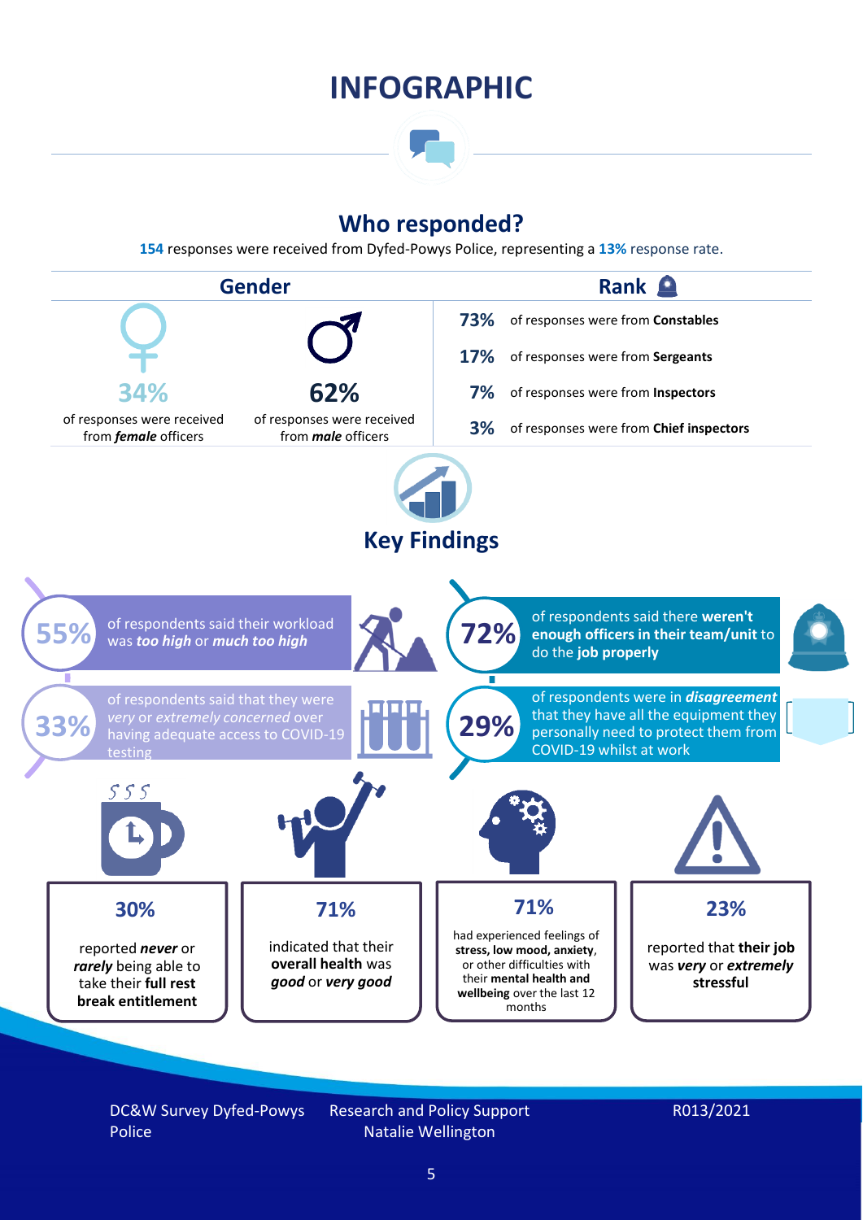# INFOGRAPHIC

## Who responded?

**154** responses were received from Dyfed-Powys Police, representing a **13%** response rate.

### Gender

**34%** of responses were received from ***female*** officers

**62%** of responses were received from ***male*** officers

### Rank

- **73%** of responses were from **Constables**
- **17%** of responses were from **Sergeants**
- **7%** of responses were from **Inspectors**
- **3%** of responses were from **Chief inspectors**

## Key Findings

**55%** of respondents said their workload was ***too high*** or ***much too high***

**72%** of respondents said there **weren't enough officers in their team/unit** to do the **job properly**

**33%** of respondents said that they were *very* or *extremely concerned* over having adequate access to COVID-19 testing

**29%** of respondents were in ***disagreement*** that they have all the equipment they personally need to protect them from COVID-19 whilst at work

**30%** reported ***never*** or ***rarely*** being able to take their **full rest break entitlement**

**71%** indicated that their **overall health** was ***good*** or ***very good***

**71%** had experienced feelings of **stress, low mood, anxiety**, or other difficulties with their **mental health and wellbeing** over the last 12 months

**23%** reported that **their job** was ***very*** or ***extremely*** **stressful**

DC&W Survey Dyfed-Powys Police | Research and Policy Support Natalie Wellington | R013/2021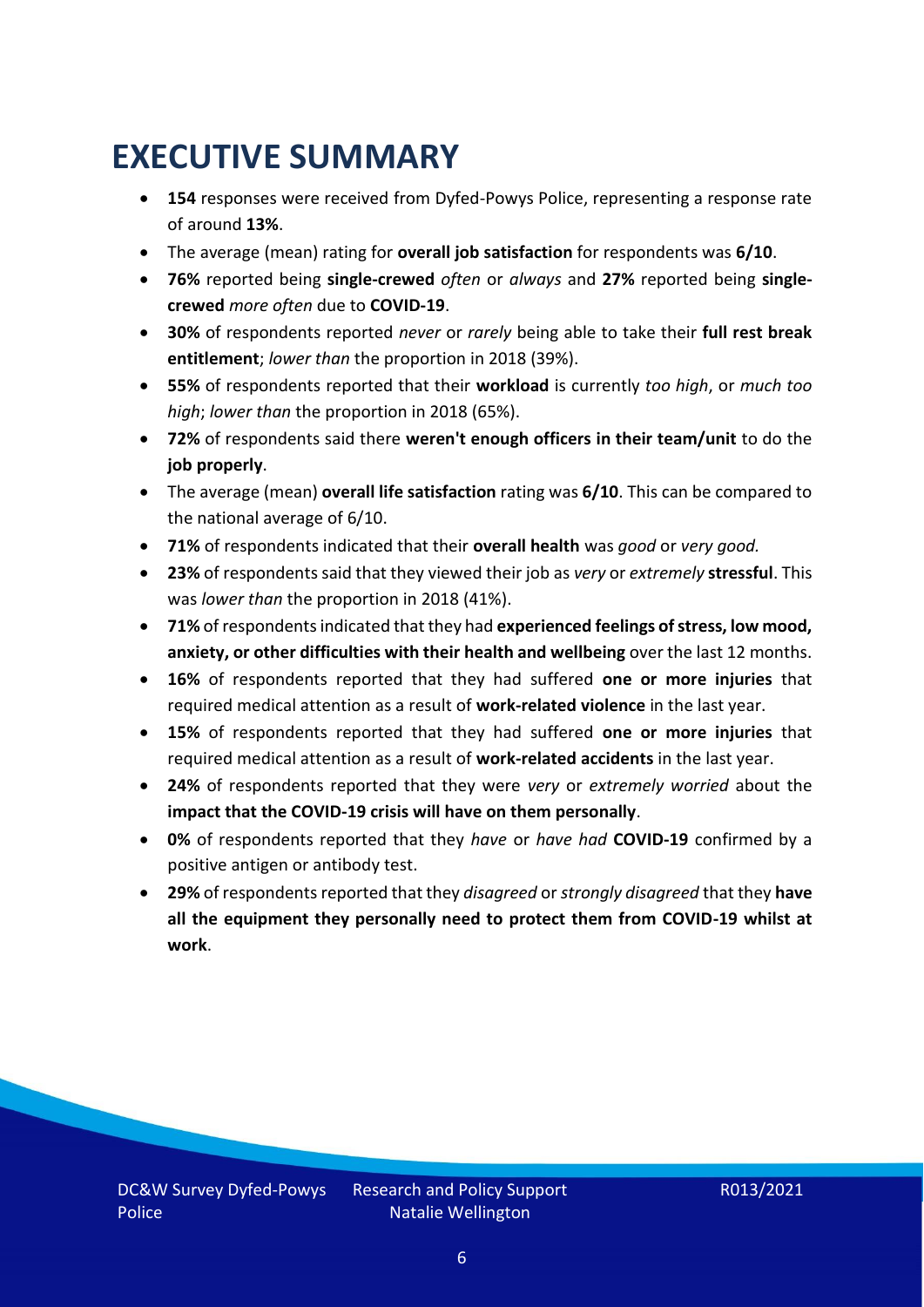# EXECUTIVE SUMMARY

- **154** responses were received from Dyfed-Powys Police, representing a response rate of around **13%**.
- The average (mean) rating for **overall job satisfaction** for respondents was **6/10**.
- **76%** reported being **single-crewed** *often* or *always* and **27%** reported being **single-crewed** *more often* due to **COVID-19**.
- **30%** of respondents reported *never* or *rarely* being able to take their **full rest break entitlement**; *lower than* the proportion in 2018 (39%).
- **55%** of respondents reported that their **workload** is currently *too high*, or *much too high*; *lower than* the proportion in 2018 (65%).
- **72%** of respondents said there **weren't enough officers in their team/unit** to do the **job properly**.
- The average (mean) **overall life satisfaction** rating was **6/10**. This can be compared to the national average of 6/10.
- **71%** of respondents indicated that their **overall health** was *good* or *very good.*
- **23%** of respondents said that they viewed their job as *very* or *extremely* **stressful**. This was *lower than* the proportion in 2018 (41%).
- **71%** of respondents indicated that they had **experienced feelings of stress, low mood, anxiety, or other difficulties with their health and wellbeing** over the last 12 months.
- **16%** of respondents reported that they had suffered **one or more injuries** that required medical attention as a result of **work-related violence** in the last year.
- **15%** of respondents reported that they had suffered **one or more injuries** that required medical attention as a result of **work-related accidents** in the last year.
- **24%** of respondents reported that they were *very* or *extremely worried* about the **impact that the COVID-19 crisis will have on them personally**.
- **0%** of respondents reported that they *have* or *have had* **COVID-19** confirmed by a positive antigen or antibody test.
- **29%** of respondents reported that they *disagreed* or *strongly disagreed* that they **have all the equipment they personally need to protect them from COVID-19 whilst at work**.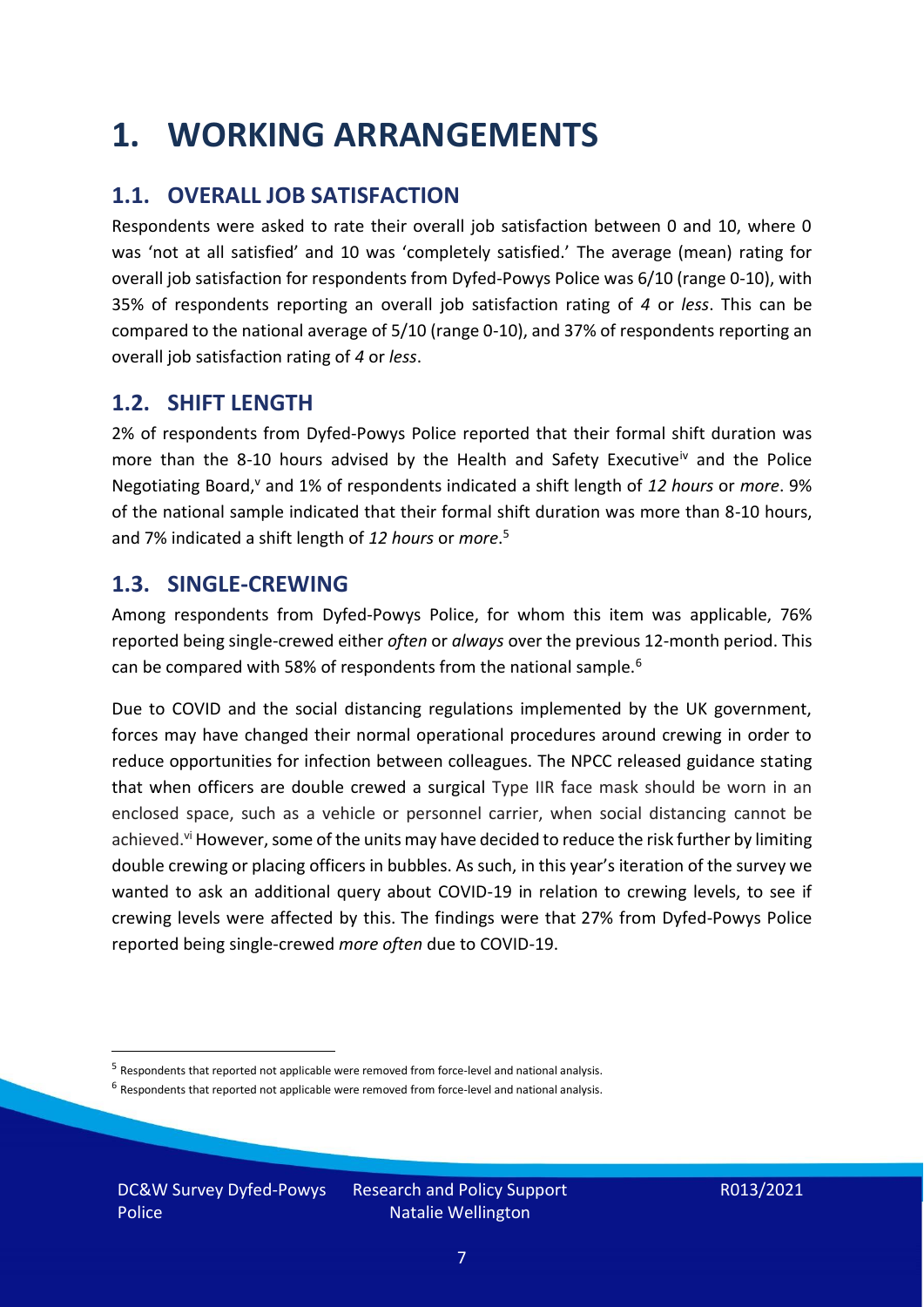# 1. WORKING ARRANGEMENTS

## 1.1. OVERALL JOB SATISFACTION

Respondents were asked to rate their overall job satisfaction between 0 and 10, where 0 was 'not at all satisfied' and 10 was 'completely satisfied.' The average (mean) rating for overall job satisfaction for respondents from Dyfed-Powys Police was 6/10 (range 0-10), with 35% of respondents reporting an overall job satisfaction rating of *4* or *less*. This can be compared to the national average of 5/10 (range 0-10), and 37% of respondents reporting an overall job satisfaction rating of *4* or *less*.

## 1.2. SHIFT LENGTH

2% of respondents from Dyfed-Powys Police reported that their formal shift duration was more than the 8-10 hours advised by the Health and Safety Executive[iv] and the Police Negotiating Board,[v] and 1% of respondents indicated a shift length of *12 hours* or *more*. 9% of the national sample indicated that their formal shift duration was more than 8-10 hours, and 7% indicated a shift length of *12 hours* or *more*.[5]

## 1.3. SINGLE-CREWING

Among respondents from Dyfed-Powys Police, for whom this item was applicable, 76% reported being single-crewed either *often* or *always* over the previous 12-month period. This can be compared with 58% of respondents from the national sample.[6]

Due to COVID and the social distancing regulations implemented by the UK government, forces may have changed their normal operational procedures around crewing in order to reduce opportunities for infection between colleagues. The NPCC released guidance stating that when officers are double crewed a surgical Type IIR face mask should be worn in an enclosed space, such as a vehicle or personnel carrier, when social distancing cannot be achieved.[vi] However, some of the units may have decided to reduce the risk further by limiting double crewing or placing officers in bubbles. As such, in this year's iteration of the survey we wanted to ask an additional query about COVID-19 in relation to crewing levels, to see if crewing levels were affected by this. The findings were that 27% from Dyfed-Powys Police reported being single-crewed *more often* due to COVID-19.

[5] Respondents that reported not applicable were removed from force-level and national analysis.

[6] Respondents that reported not applicable were removed from force-level and national analysis.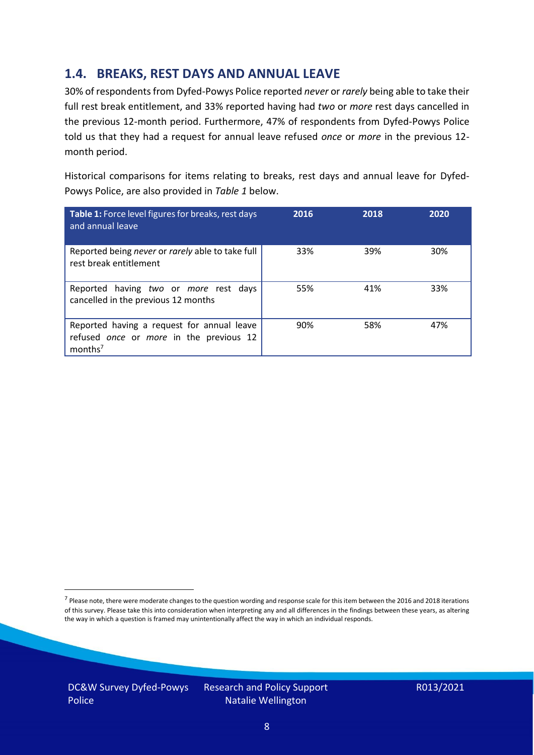## 1.4. BREAKS, REST DAYS AND ANNUAL LEAVE

30% of respondents from Dyfed-Powys Police reported *never* or *rarely* being able to take their full rest break entitlement, and 33% reported having had *two* or *more* rest days cancelled in the previous 12-month period. Furthermore, 47% of respondents from Dyfed-Powys Police told us that they had a request for annual leave refused *once* or *more* in the previous 12-month period.

Historical comparisons for items relating to breaks, rest days and annual leave for Dyfed-Powys Police, are also provided in *Table 1* below.

| **Table 1:** Force level figures for breaks, rest days and annual leave | 2016 | 2018 | 2020 |
|---|---|---|---|
| Reported being *never* or *rarely* able to take full rest break entitlement | 33% | 39% | 30% |
| Reported having *two* or *more* rest days cancelled in the previous 12 months | 55% | 41% | 33% |
| Reported having a request for annual leave refused *once* or *more* in the previous 12 months[7] | 90% | 58% | 47% |

[7] Please note, there were moderate changes to the question wording and response scale for this item between the 2016 and 2018 iterations of this survey. Please take this into consideration when interpreting any and all differences in the findings between these years, as altering the way in which a question is framed may unintentionally affect the way in which an individual responds.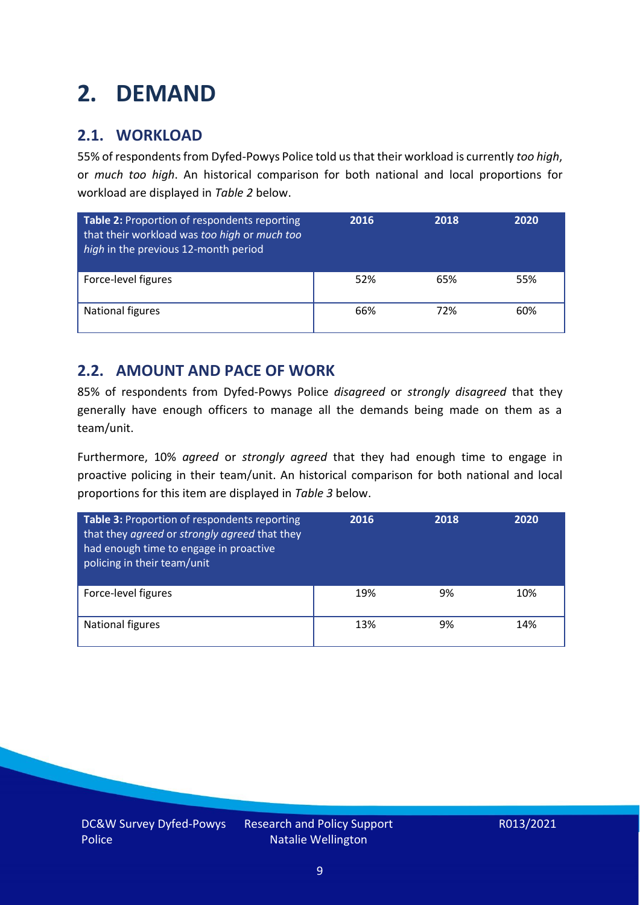# 2. DEMAND

## 2.1. WORKLOAD

55% of respondents from Dyfed-Powys Police told us that their workload is currently *too high*, or *much too high*. An historical comparison for both national and local proportions for workload are displayed in *Table 2* below.

| **Table 2:** Proportion of respondents reporting that their workload was *too high* or *much too high* in the previous 12-month period | 2016 | 2018 | 2020 |
|---|---|---|---|
| Force-level figures | 52% | 65% | 55% |
| National figures | 66% | 72% | 60% |

## 2.2. AMOUNT AND PACE OF WORK

85% of respondents from Dyfed-Powys Police *disagreed* or *strongly disagreed* that they generally have enough officers to manage all the demands being made on them as a team/unit.

Furthermore, 10% *agreed* or *strongly agreed* that they had enough time to engage in proactive policing in their team/unit. An historical comparison for both national and local proportions for this item are displayed in *Table 3* below.

| **Table 3:** Proportion of respondents reporting that they *agreed* or *strongly agreed* that they had enough time to engage in proactive policing in their team/unit | 2016 | 2018 | 2020 |
|---|---|---|---|
| Force-level figures | 19% | 9% | 10% |
| National figures | 13% | 9% | 14% |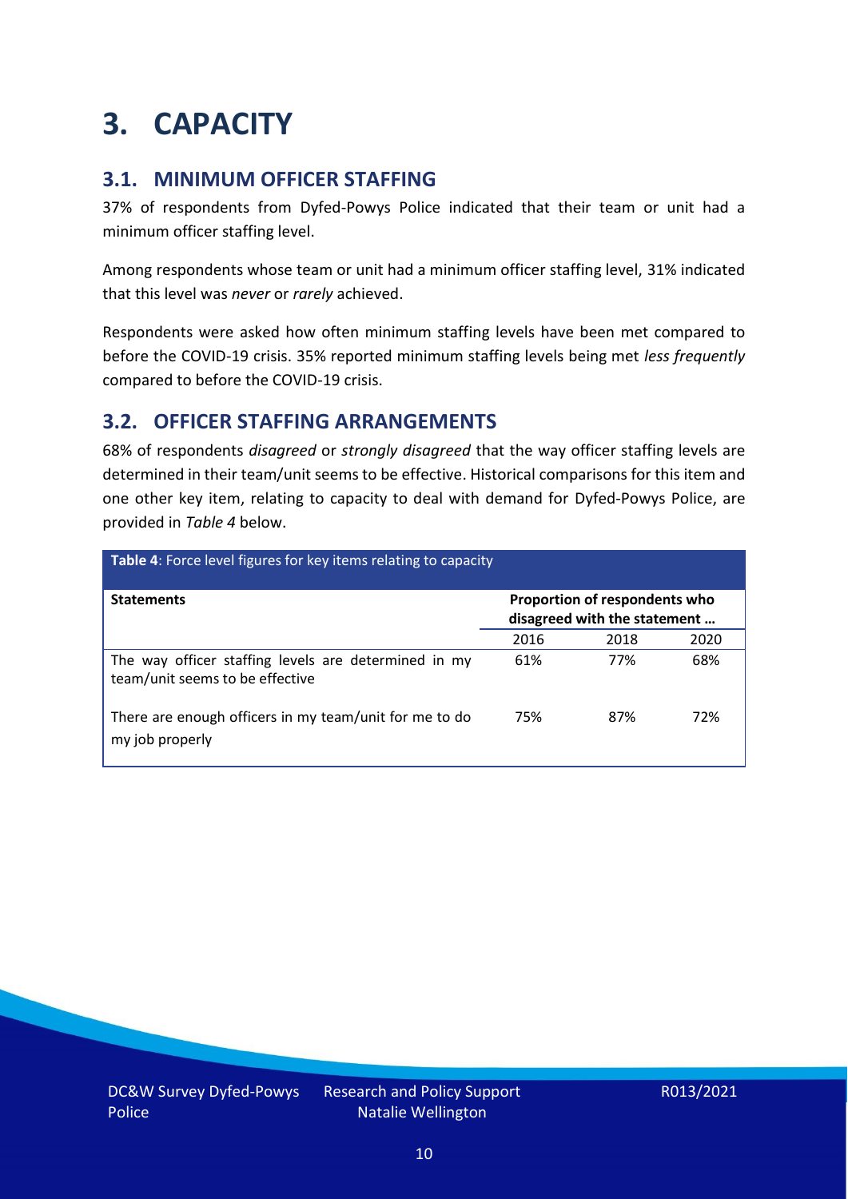# 3. CAPACITY

## 3.1. MINIMUM OFFICER STAFFING

37% of respondents from Dyfed-Powys Police indicated that their team or unit had a minimum officer staffing level.

Among respondents whose team or unit had a minimum officer staffing level, 31% indicated that this level was *never* or *rarely* achieved.

Respondents were asked how often minimum staffing levels have been met compared to before the COVID-19 crisis. 35% reported minimum staffing levels being met *less frequently* compared to before the COVID-19 crisis.

## 3.2. OFFICER STAFFING ARRANGEMENTS

68% of respondents *disagreed* or *strongly disagreed* that the way officer staffing levels are determined in their team/unit seems to be effective. Historical comparisons for this item and one other key item, relating to capacity to deal with demand for Dyfed-Powys Police, are provided in *Table 4* below.

**Table 4**: Force level figures for key items relating to capacity

| **Statements** | **Proportion of respondents who disagreed with the statement …** | | |
|---|---|---|---|
| | 2016 | 2018 | 2020 |
| The way officer staffing levels are determined in my team/unit seems to be effective | 61% | 77% | 68% |
| There are enough officers in my team/unit for me to do my job properly | 75% | 87% | 72% |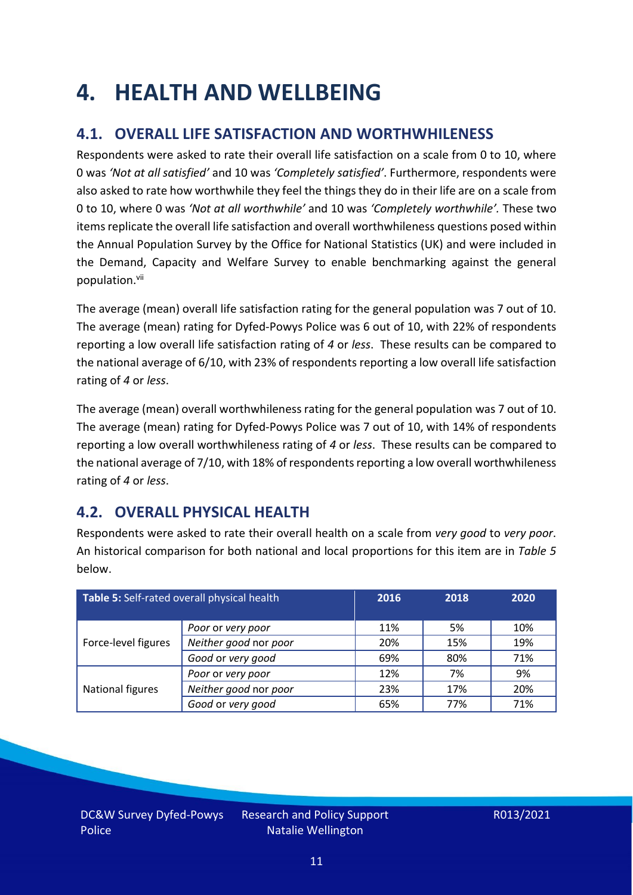# 4. HEALTH AND WELLBEING

## 4.1. OVERALL LIFE SATISFACTION AND WORTHWHILENESS

Respondents were asked to rate their overall life satisfaction on a scale from 0 to 10, where 0 was *'Not at all satisfied'* and 10 was *'Completely satisfied'*. Furthermore, respondents were also asked to rate how worthwhile they feel the things they do in their life are on a scale from 0 to 10, where 0 was *'Not at all worthwhile'* and 10 was *'Completely worthwhile'.* These two items replicate the overall life satisfaction and overall worthwhileness questions posed within the Annual Population Survey by the Office for National Statistics (UK) and were included in the Demand, Capacity and Welfare Survey to enable benchmarking against the general population.[vii]

The average (mean) overall life satisfaction rating for the general population was 7 out of 10. The average (mean) rating for Dyfed-Powys Police was 6 out of 10, with 22% of respondents reporting a low overall life satisfaction rating of *4* or *less*. These results can be compared to the national average of 6/10, with 23% of respondents reporting a low overall life satisfaction rating of *4* or *less*.

The average (mean) overall worthwhileness rating for the general population was 7 out of 10. The average (mean) rating for Dyfed-Powys Police was 7 out of 10, with 14% of respondents reporting a low overall worthwhileness rating of *4* or *less*. These results can be compared to the national average of 7/10, with 18% of respondents reporting a low overall worthwhileness rating of *4* or *less*.

## 4.2. OVERALL PHYSICAL HEALTH

Respondents were asked to rate their overall health on a scale from *very good* to *very poor*. An historical comparison for both national and local proportions for this item are in *Table 5* below.

| **Table 5:** Self-rated overall physical health | | 2016 | 2018 | 2020 |
|---|---|---|---|---|
| Force-level figures | *Poor* or *very poor* | 11% | 5% | 10% |
| | *Neither good* nor *poor* | 20% | 15% | 19% |
| | *Good* or *very good* | 69% | 80% | 71% |
| National figures | *Poor* or *very poor* | 12% | 7% | 9% |
| | *Neither good* nor *poor* | 23% | 17% | 20% |
| | *Good* or *very good* | 65% | 77% | 71% |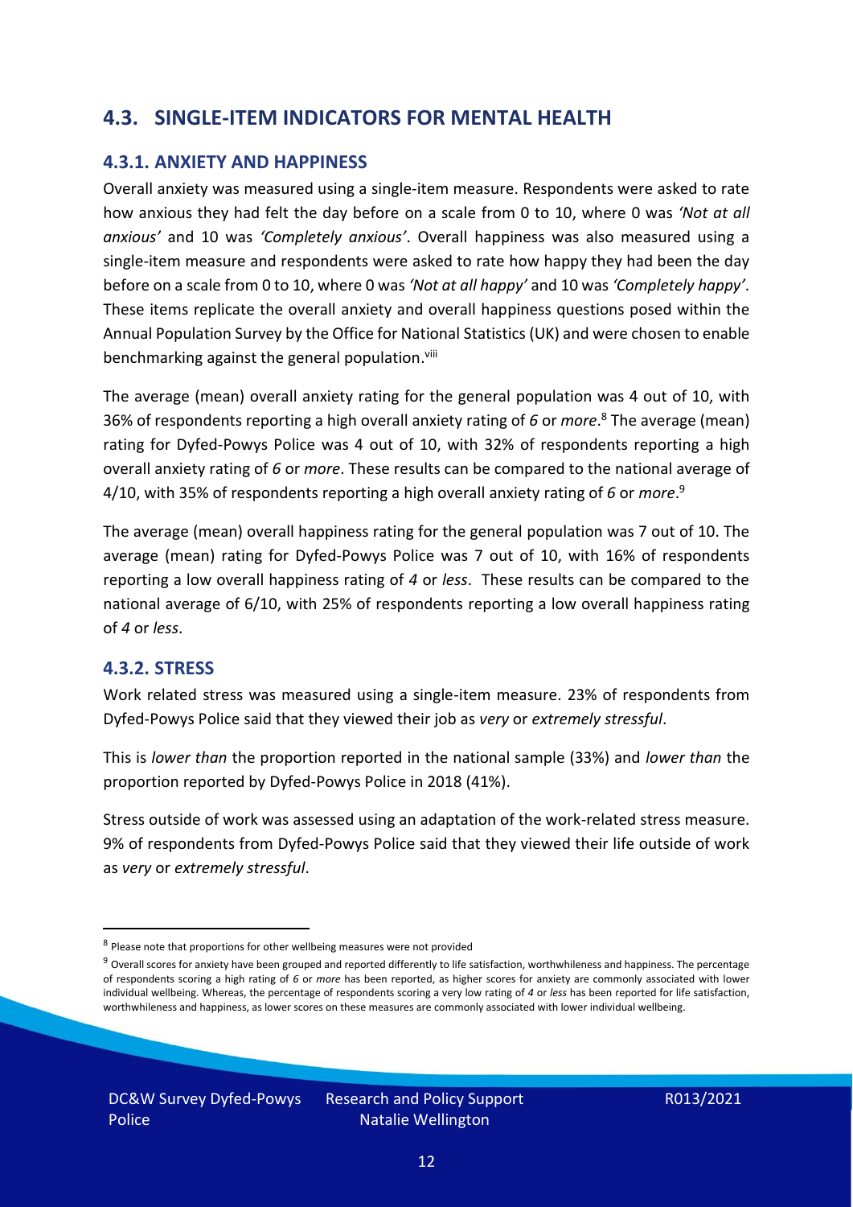## 4.3. SINGLE-ITEM INDICATORS FOR MENTAL HEALTH

### 4.3.1. ANXIETY AND HAPPINESS

Overall anxiety was measured using a single-item measure. Respondents were asked to rate how anxious they had felt the day before on a scale from 0 to 10, where 0 was *'Not at all anxious'* and 10 was *'Completely anxious'*. Overall happiness was also measured using a single-item measure and respondents were asked to rate how happy they had been the day before on a scale from 0 to 10, where 0 was *'Not at all happy'* and 10 was *'Completely happy'*. These items replicate the overall anxiety and overall happiness questions posed within the Annual Population Survey by the Office for National Statistics (UK) and were chosen to enable benchmarking against the general population.[viii]

The average (mean) overall anxiety rating for the general population was 4 out of 10, with 36% of respondents reporting a high overall anxiety rating of *6* or *more*.[8] The average (mean) rating for Dyfed-Powys Police was 4 out of 10, with 32% of respondents reporting a high overall anxiety rating of *6* or *more*. These results can be compared to the national average of 4/10, with 35% of respondents reporting a high overall anxiety rating of *6* or *more*.[9]

The average (mean) overall happiness rating for the general population was 7 out of 10. The average (mean) rating for Dyfed-Powys Police was 7 out of 10, with 16% of respondents reporting a low overall happiness rating of *4* or *less*. These results can be compared to the national average of 6/10, with 25% of respondents reporting a low overall happiness rating of *4* or *less*.

### 4.3.2. STRESS

Work related stress was measured using a single-item measure. 23% of respondents from Dyfed-Powys Police said that they viewed their job as *very* or *extremely stressful*.

This is *lower than* the proportion reported in the national sample (33%) and *lower than* the proportion reported by Dyfed-Powys Police in 2018 (41%).

Stress outside of work was assessed using an adaptation of the work-related stress measure. 9% of respondents from Dyfed-Powys Police said that they viewed their life outside of work as *very* or *extremely stressful*.

---

[8] Please note that proportions for other wellbeing measures were not provided

[9] Overall scores for anxiety have been grouped and reported differently to life satisfaction, worthwhileness and happiness. The percentage of respondents scoring a high rating of *6* or *more* has been reported, as higher scores for anxiety are commonly associated with lower individual wellbeing. Whereas, the percentage of respondents scoring a very low rating of *4* or *less* has been reported for life satisfaction, worthwhileness and happiness, as lower scores on these measures are commonly associated with lower individual wellbeing.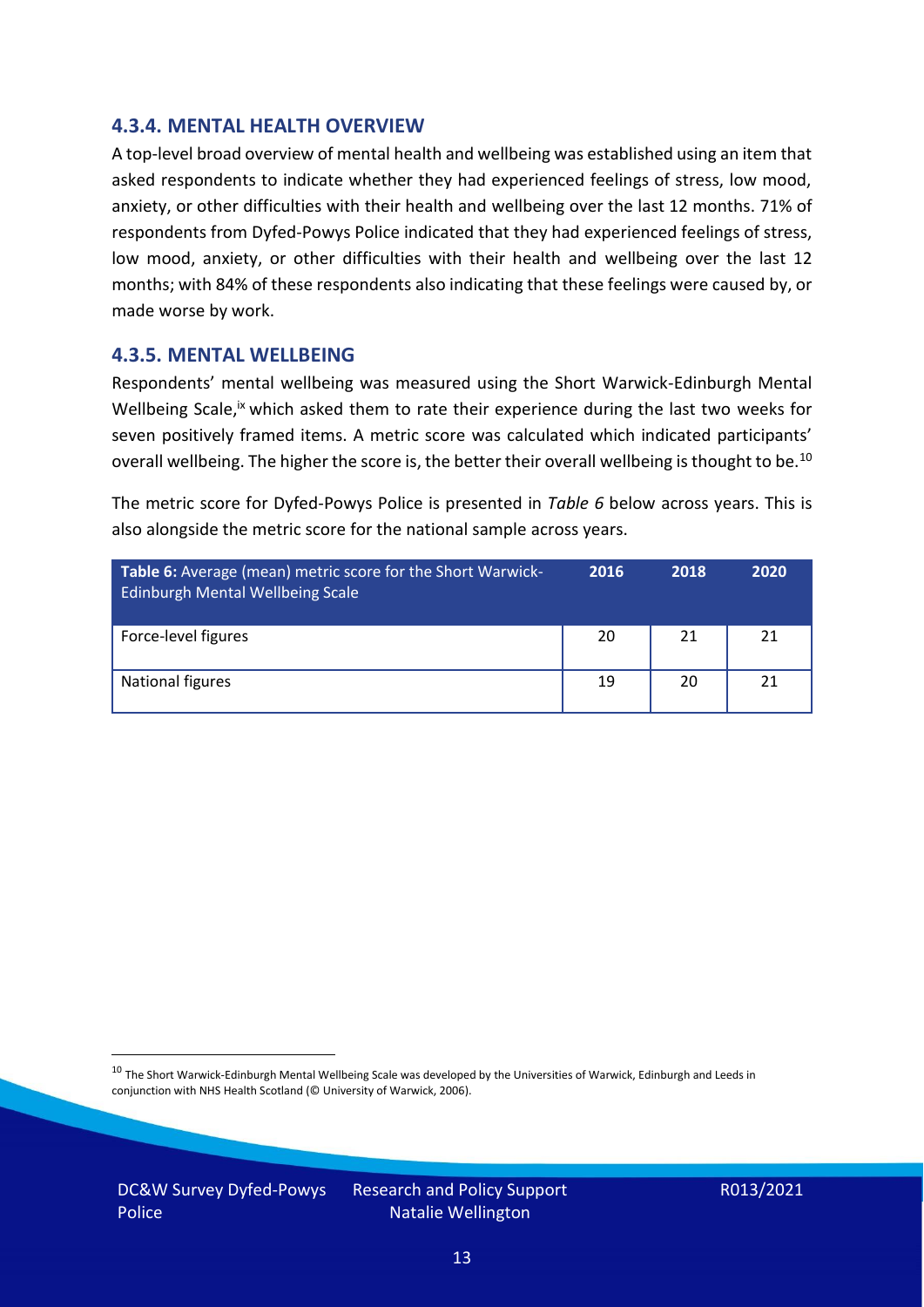### 4.3.4. MENTAL HEALTH OVERVIEW

A top-level broad overview of mental health and wellbeing was established using an item that asked respondents to indicate whether they had experienced feelings of stress, low mood, anxiety, or other difficulties with their health and wellbeing over the last 12 months. 71% of respondents from Dyfed-Powys Police indicated that they had experienced feelings of stress, low mood, anxiety, or other difficulties with their health and wellbeing over the last 12 months; with 84% of these respondents also indicating that these feelings were caused by, or made worse by work.

### 4.3.5. MENTAL WELLBEING

Respondents' mental wellbeing was measured using the Short Warwick-Edinburgh Mental Wellbeing Scale,[ix] which asked them to rate their experience during the last two weeks for seven positively framed items. A metric score was calculated which indicated participants' overall wellbeing. The higher the score is, the better their overall wellbeing is thought to be.[10]

The metric score for Dyfed-Powys Police is presented in *Table 6* below across years. This is also alongside the metric score for the national sample across years.

| **Table 6:** Average (mean) metric score for the Short Warwick-Edinburgh Mental Wellbeing Scale | 2016 | 2018 | 2020 |
|---|---|---|---|
| Force-level figures | 20 | 21 | 21 |
| National figures | 19 | 20 | 21 |

[10] The Short Warwick-Edinburgh Mental Wellbeing Scale was developed by the Universities of Warwick, Edinburgh and Leeds in conjunction with NHS Health Scotland (© University of Warwick, 2006).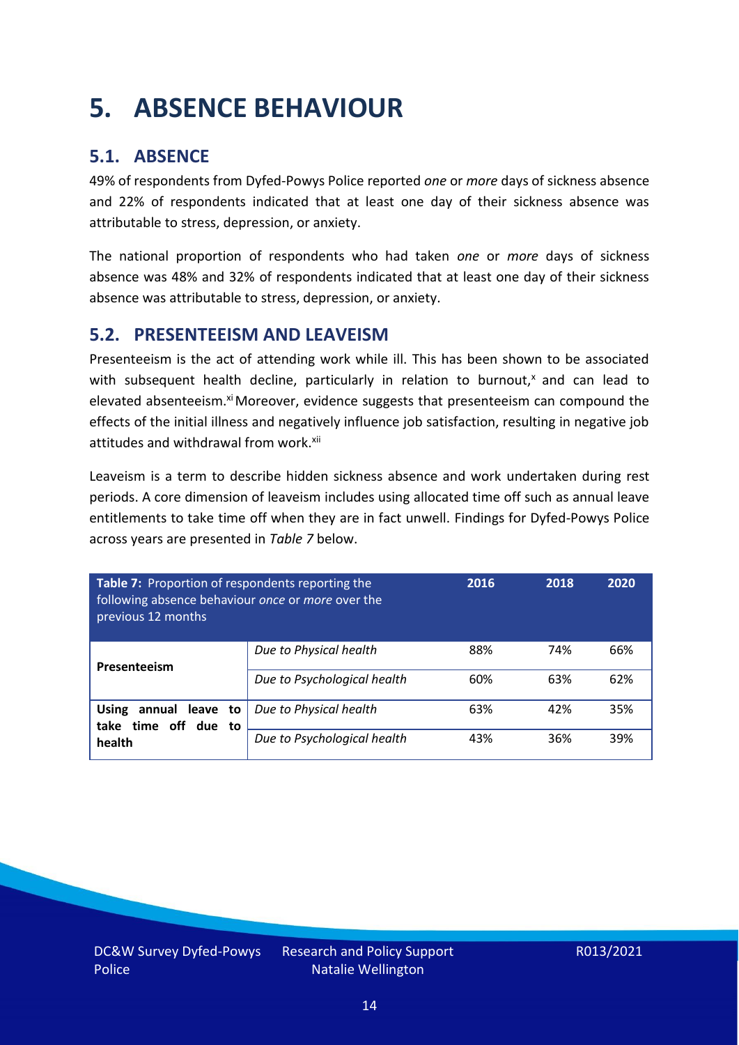# 5. ABSENCE BEHAVIOUR

## 5.1. ABSENCE

49% of respondents from Dyfed-Powys Police reported *one* or *more* days of sickness absence and 22% of respondents indicated that at least one day of their sickness absence was attributable to stress, depression, or anxiety.

The national proportion of respondents who had taken *one* or *more* days of sickness absence was 48% and 32% of respondents indicated that at least one day of their sickness absence was attributable to stress, depression, or anxiety.

## 5.2. PRESENTEEISM AND LEAVEISM

Presenteeism is the act of attending work while ill. This has been shown to be associated with subsequent health decline, particularly in relation to burnout,[x] and can lead to elevated absenteeism.[xi] Moreover, evidence suggests that presenteeism can compound the effects of the initial illness and negatively influence job satisfaction, resulting in negative job attitudes and withdrawal from work.[xii]

Leaveism is a term to describe hidden sickness absence and work undertaken during rest periods. A core dimension of leaveism includes using allocated time off such as annual leave entitlements to take time off when they are in fact unwell. Findings for Dyfed-Powys Police across years are presented in *Table 7* below.

| **Table 7:** Proportion of respondents reporting the following absence behaviour *once* or *more* over the previous 12 months | | 2016 | 2018 | 2020 |
|---|---|---|---|---|
| **Presenteeism** | *Due to Physical health* | 88% | 74% | 66% |
| | *Due to Psychological health* | 60% | 63% | 62% |
| **Using annual leave to take time off due to health** | *Due to Physical health* | 63% | 42% | 35% |
| | *Due to Psychological health* | 43% | 36% | 39% |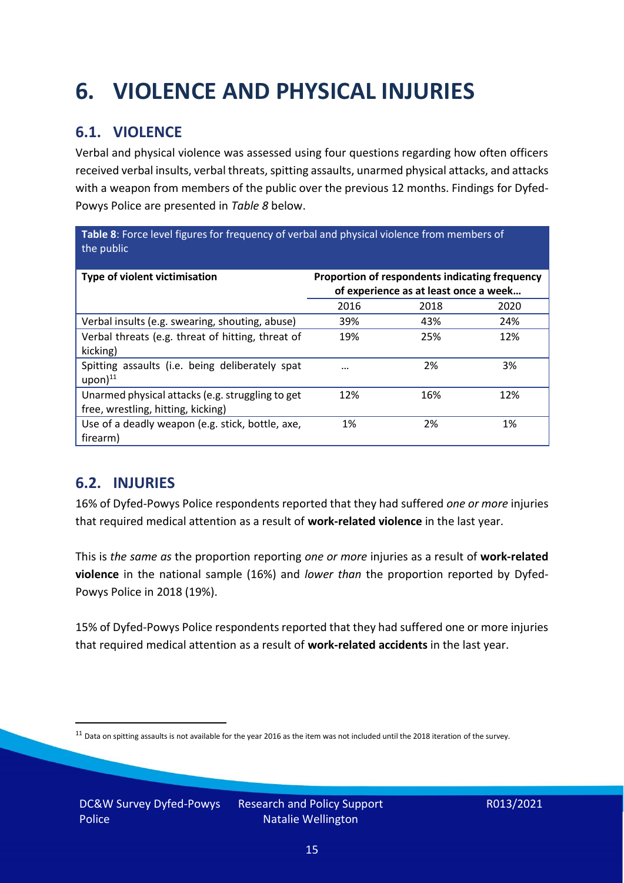# 6. VIOLENCE AND PHYSICAL INJURIES

## 6.1. VIOLENCE

Verbal and physical violence was assessed using four questions regarding how often officers received verbal insults, verbal threats, spitting assaults, unarmed physical attacks, and attacks with a weapon from members of the public over the previous 12 months. Findings for Dyfed-Powys Police are presented in *Table 8* below.

**Table 8**: Force level figures for frequency of verbal and physical violence from members of the public

| Type of violent victimisation | Proportion of respondents indicating frequency of experience as at least once a week… | | |
|---|---|---|---|
| | 2016 | 2018 | 2020 |
| Verbal insults (e.g. swearing, shouting, abuse) | 39% | 43% | 24% |
| Verbal threats (e.g. threat of hitting, threat of kicking) | 19% | 25% | 12% |
| Spitting assaults (i.e. being deliberately spat upon)[11] | … | 2% | 3% |
| Unarmed physical attacks (e.g. struggling to get free, wrestling, hitting, kicking) | 12% | 16% | 12% |
| Use of a deadly weapon (e.g. stick, bottle, axe, firearm) | 1% | 2% | 1% |

## 6.2. INJURIES

16% of Dyfed-Powys Police respondents reported that they had suffered *one or more* injuries that required medical attention as a result of **work-related violence** in the last year.

This is *the same as* the proportion reporting *one or more* injuries as a result of **work-related violence** in the national sample (16%) and *lower than* the proportion reported by Dyfed-Powys Police in 2018 (19%).

15% of Dyfed-Powys Police respondents reported that they had suffered one or more injuries that required medical attention as a result of **work-related accidents** in the last year.

[11] Data on spitting assaults is not available for the year 2016 as the item was not included until the 2018 iteration of the survey.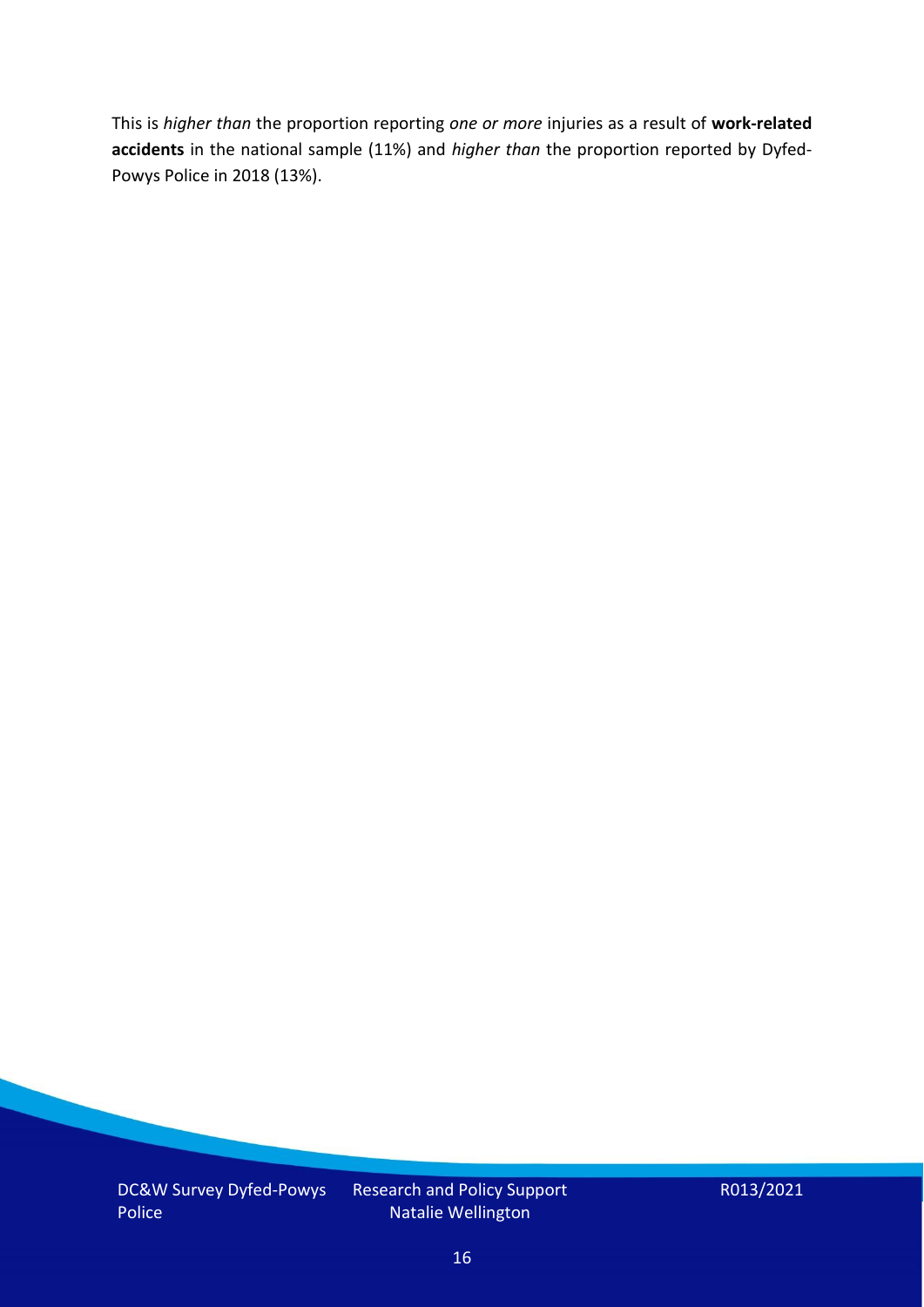This is *higher than* the proportion reporting *one or more* injuries as a result of **work-related accidents** in the national sample (11%) and *higher than* the proportion reported by Dyfed-Powys Police in 2018 (13%).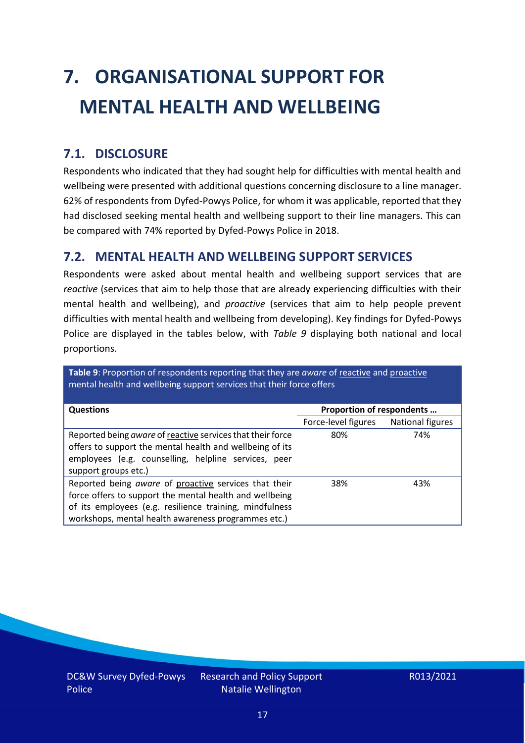# 7. ORGANISATIONAL SUPPORT FOR MENTAL HEALTH AND WELLBEING

## 7.1. DISCLOSURE

Respondents who indicated that they had sought help for difficulties with mental health and wellbeing were presented with additional questions concerning disclosure to a line manager. 62% of respondents from Dyfed-Powys Police, for whom it was applicable, reported that they had disclosed seeking mental health and wellbeing support to their line managers. This can be compared with 74% reported by Dyfed-Powys Police in 2018.

## 7.2. MENTAL HEALTH AND WELLBEING SUPPORT SERVICES

Respondents were asked about mental health and wellbeing support services that are *reactive* (services that aim to help those that are already experiencing difficulties with their mental health and wellbeing), and *proactive* (services that aim to help people prevent difficulties with mental health and wellbeing from developing). Key findings for Dyfed-Powys Police are displayed in the tables below, with *Table 9* displaying both national and local proportions.

**Table 9**: Proportion of respondents reporting that they are *aware* of reactive and proactive mental health and wellbeing support services that their force offers

| Questions | Proportion of respondents … | |
|---|---|---|
| | Force-level figures | National figures |
| Reported being *aware* of reactive services that their force offers to support the mental health and wellbeing of its employees (e.g. counselling, helpline services, peer support groups etc.) | 80% | 74% |
| Reported being *aware* of proactive services that their force offers to support the mental health and wellbeing of its employees (e.g. resilience training, mindfulness workshops, mental health awareness programmes etc.) | 38% | 43% |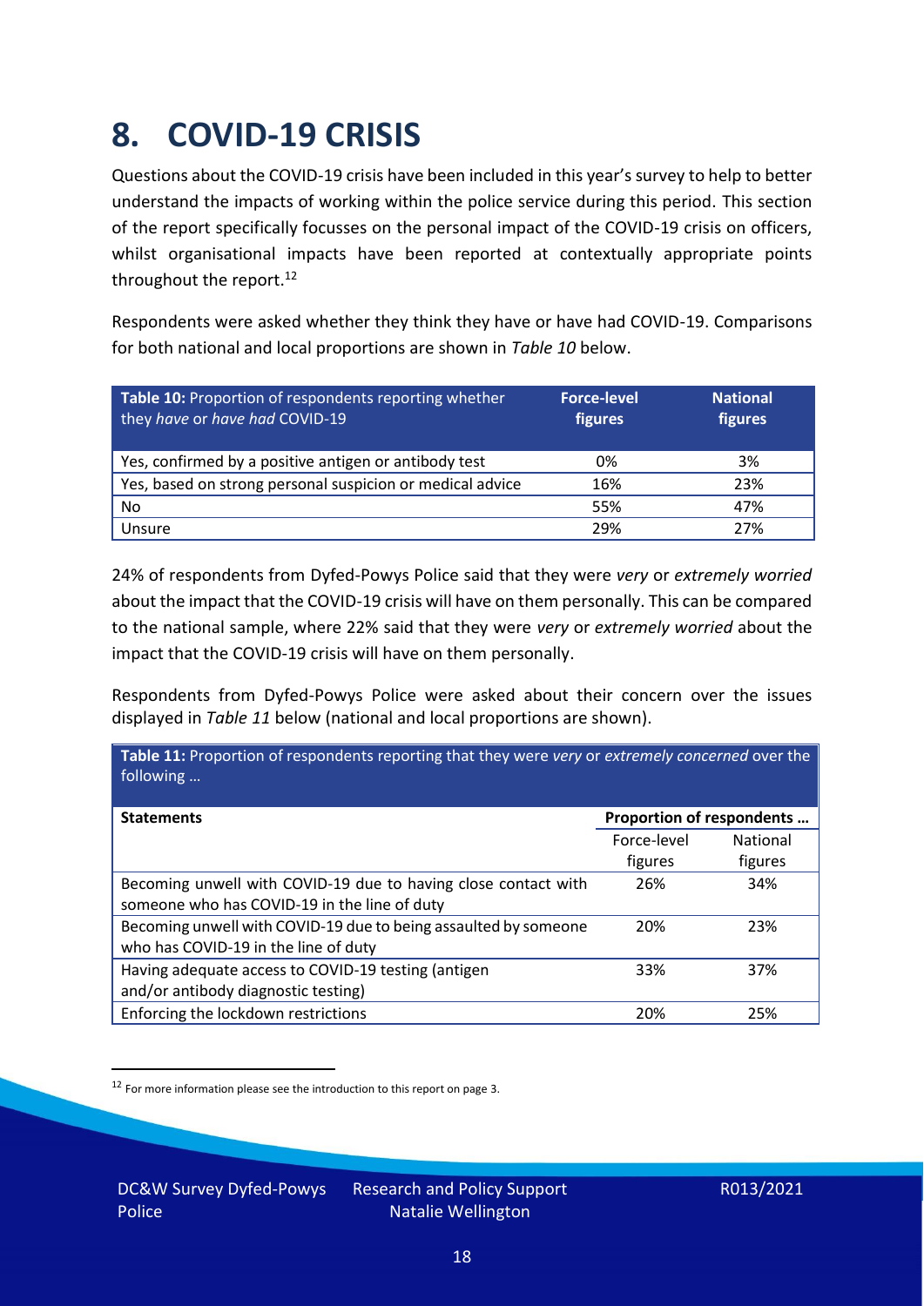# 8. COVID-19 CRISIS

Questions about the COVID-19 crisis have been included in this year's survey to help to better understand the impacts of working within the police service during this period. This section of the report specifically focusses on the personal impact of the COVID-19 crisis on officers, whilst organisational impacts have been reported at contextually appropriate points throughout the report.[12]

Respondents were asked whether they think they have or have had COVID-19. Comparisons for both national and local proportions are shown in *Table 10* below.

| **Table 10:** Proportion of respondents reporting whether they *have* or *have had* COVID-19 | **Force-level figures** | **National figures** |
|---|---|---|
| Yes, confirmed by a positive antigen or antibody test | 0% | 3% |
| Yes, based on strong personal suspicion or medical advice | 16% | 23% |
| No | 55% | 47% |
| Unsure | 29% | 27% |

24% of respondents from Dyfed-Powys Police said that they were *very* or *extremely worried* about the impact that the COVID-19 crisis will have on them personally. This can be compared to the national sample, where 22% said that they were *very* or *extremely worried* about the impact that the COVID-19 crisis will have on them personally.

Respondents from Dyfed-Powys Police were asked about their concern over the issues displayed in *Table 11* below (national and local proportions are shown).

**Table 11:** Proportion of respondents reporting that they were *very* or *extremely concerned* over the following …

| **Statements** | **Proportion of respondents …** | |
|---|---|---|
| | Force-level figures | National figures |
| Becoming unwell with COVID-19 due to having close contact with someone who has COVID-19 in the line of duty | 26% | 34% |
| Becoming unwell with COVID-19 due to being assaulted by someone who has COVID-19 in the line of duty | 20% | 23% |
| Having adequate access to COVID-19 testing (antigen and/or antibody diagnostic testing) | 33% | 37% |
| Enforcing the lockdown restrictions | 20% | 25% |

[12] For more information please see the introduction to this report on page 3.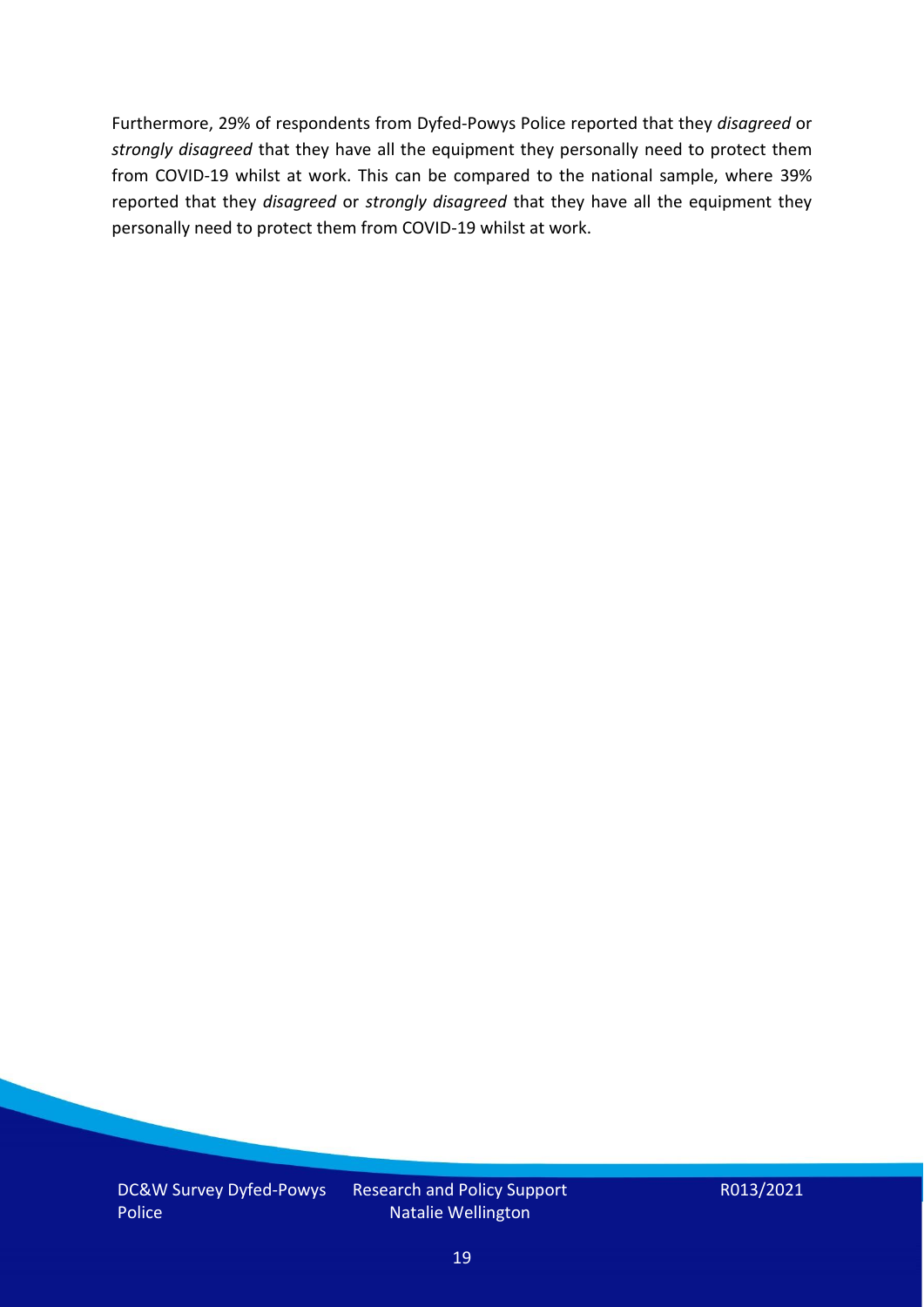Furthermore, 29% of respondents from Dyfed-Powys Police reported that they *disagreed* or *strongly disagreed* that they have all the equipment they personally need to protect them from COVID-19 whilst at work. This can be compared to the national sample, where 39% reported that they *disagreed* or *strongly disagreed* that they have all the equipment they personally need to protect them from COVID-19 whilst at work.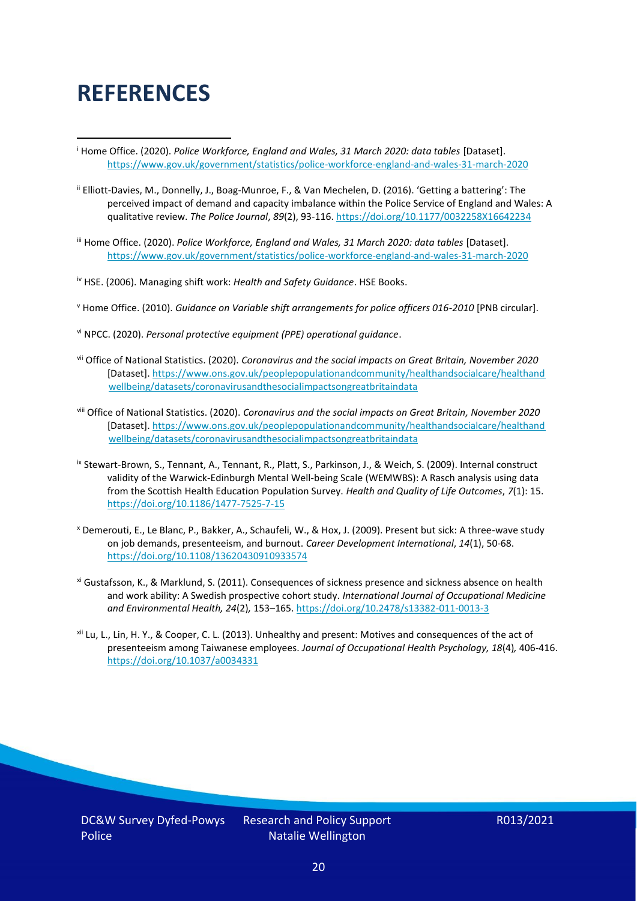# REFERENCES

[i] Home Office. (2020). *Police Workforce, England and Wales, 31 March 2020: data tables* [Dataset]. https://www.gov.uk/government/statistics/police-workforce-england-and-wales-31-march-2020

[ii] Elliott-Davies, M., Donnelly, J., Boag-Munroe, F., & Van Mechelen, D. (2016). 'Getting a battering': The perceived impact of demand and capacity imbalance within the Police Service of England and Wales: A qualitative review. *The Police Journal*, *89*(2), 93-116. https://doi.org/10.1177/0032258X16642234

[iii] Home Office. (2020). *Police Workforce, England and Wales, 31 March 2020: data tables* [Dataset]. https://www.gov.uk/government/statistics/police-workforce-england-and-wales-31-march-2020

[iv] HSE. (2006). Managing shift work: *Health and Safety Guidance*. HSE Books.

[v] Home Office. (2010). *Guidance on Variable shift arrangements for police officers 016-2010* [PNB circular].

[vi] NPCC. (2020). *Personal protective equipment (PPE) operational guidance*.

[vii] Office of National Statistics. (2020). *Coronavirus and the social impacts on Great Britain, November 2020* [Dataset]. https://www.ons.gov.uk/peoplepopulationandcommunity/healthandsocialcare/healthandwellbeing/datasets/coronavirusandthesocialimpactsongreatbritaindata

[viii] Office of National Statistics. (2020). *Coronavirus and the social impacts on Great Britain, November 2020* [Dataset]. https://www.ons.gov.uk/peoplepopulationandcommunity/healthandsocialcare/healthandwellbeing/datasets/coronavirusandthesocialimpactsongreatbritaindata

[ix] Stewart-Brown, S., Tennant, A., Tennant, R., Platt, S., Parkinson, J., & Weich, S. (2009). Internal construct validity of the Warwick-Edinburgh Mental Well-being Scale (WEMWBS): A Rasch analysis using data from the Scottish Health Education Population Survey. *Health and Quality of Life Outcomes*, *7*(1): 15. https://doi.org/10.1186/1477-7525-7-15

[x] Demerouti, E., Le Blanc, P., Bakker, A., Schaufeli, W., & Hox, J. (2009). Present but sick: A three-wave study on job demands, presenteeism, and burnout. *Career Development International*, *14*(1), 50-68. https://doi.org/10.1108/13620430910933574

[xi] Gustafsson, K., & Marklund, S. (2011). Consequences of sickness presence and sickness absence on health and work ability: A Swedish prospective cohort study. *International Journal of Occupational Medicine and Environmental Health, 24*(2)*,* 153–165. https://doi.org/10.2478/s13382-011-0013-3

[xii] Lu, L., Lin, H. Y., & Cooper, C. L. (2013). Unhealthy and present: Motives and consequences of the act of presenteeism among Taiwanese employees. *Journal of Occupational Health Psychology, 18*(4)*,* 406-416. https://doi.org/10.1037/a0034331